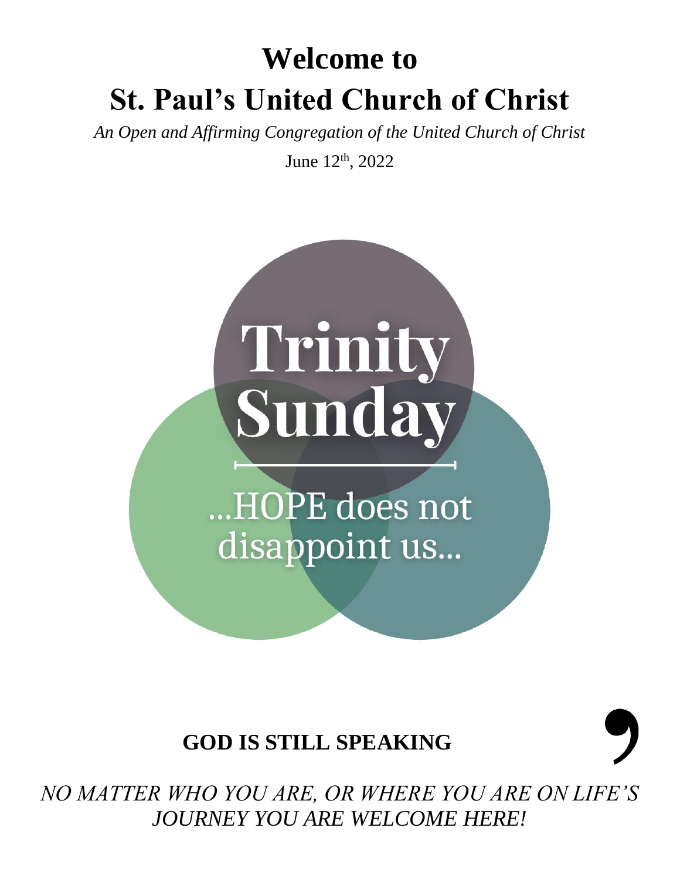# Welcome to
# St. Paul's United Church of Christ

*An Open and Affirming Congregation of the United Church of Christ*

June 12th, 2022

Trinity Sunday

...HOPE does not disappoint us...

**GOD IS STILL SPEAKING**

*NO MATTER WHO YOU ARE, OR WHERE YOU ARE ON LIFE'S JOURNEY YOU ARE WELCOME HERE!*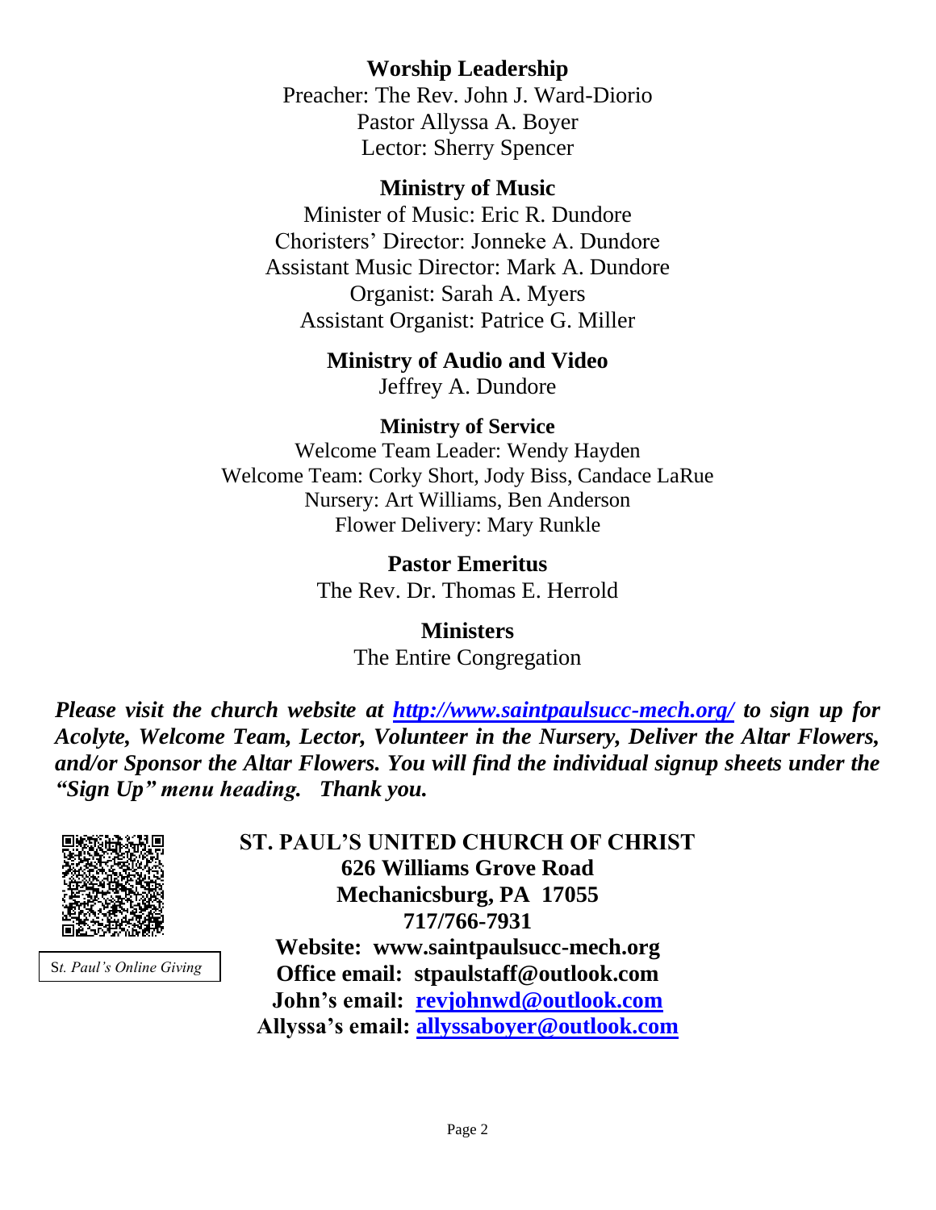**Worship Leadership**

Preacher: The Rev. John J. Ward-Diorio
Pastor Allyssa A. Boyer
Lector: Sherry Spencer

**Ministry of Music**

Minister of Music: Eric R. Dundore
Choristers' Director: Jonneke A. Dundore
Assistant Music Director: Mark A. Dundore
Organist: Sarah A. Myers
Assistant Organist: Patrice G. Miller

**Ministry of Audio and Video**

Jeffrey A. Dundore

**Ministry of Service**

Welcome Team Leader: Wendy Hayden
Welcome Team: Corky Short, Jody Biss, Candace LaRue
Nursery: Art Williams, Ben Anderson
Flower Delivery: Mary Runkle

**Pastor Emeritus**

The Rev. Dr. Thomas E. Herrold

**Ministers**

The Entire Congregation

***Please visit the church website at [http://www.saintpaulsucc-mech.org/](http://www.saintpaulsucc-mech.org/) to sign up for Acolyte, Welcome Team, Lector, Volunteer in the Nursery, Deliver the Altar Flowers, and/or Sponsor the Altar Flowers. You will find the individual signup sheets under the "Sign Up" menu heading. Thank you.***

*St. Paul's Online Giving*

**ST. PAUL'S UNITED CHURCH OF CHRIST**
**626 Williams Grove Road**
**Mechanicsburg, PA 17055**
**717/766-7931**
**Website: www.saintpaulsucc-mech.org**
**Office email: stpaulstaff@outlook.com**
**John's email: [revjohnwd@outlook.com](mailto:revjohnwd@outlook.com)**
**Allyssa's email: [allyssaboyer@outlook.com](mailto:allyssaboyer@outlook.com)**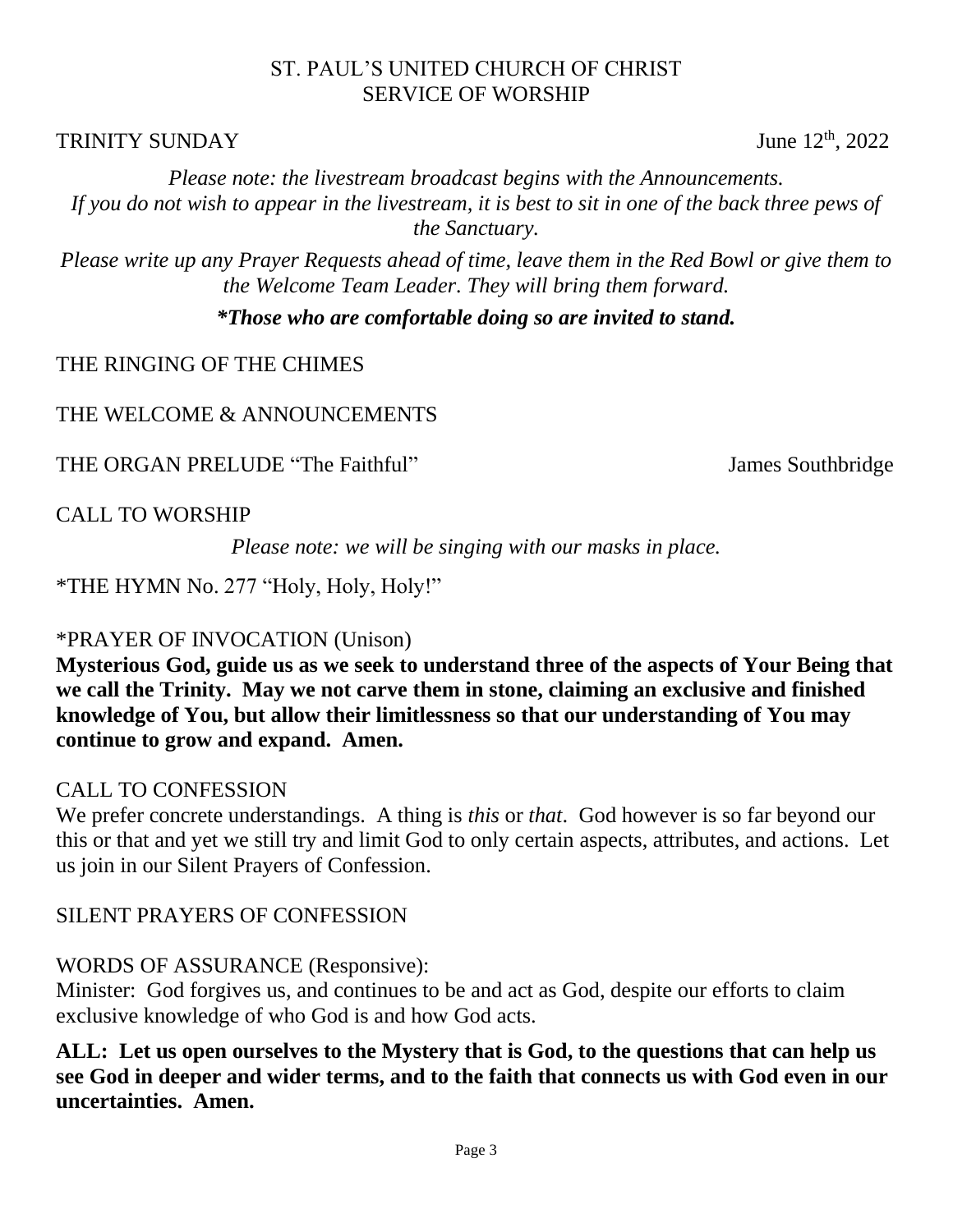# ST. PAUL'S UNITED CHURCH OF CHRIST
# SERVICE OF WORSHIP

TRINITY SUNDAY June 12th, 2022

*Please note: the livestream broadcast begins with the Announcements.*
*If you do not wish to appear in the livestream, it is best to sit in one of the back three pews of the Sanctuary.*

*Please write up any Prayer Requests ahead of time, leave them in the Red Bowl or give them to the Welcome Team Leader. They will bring them forward.*

***Those who are comfortable doing so are invited to stand.***

THE RINGING OF THE CHIMES

THE WELCOME & ANNOUNCEMENTS

THE ORGAN PRELUDE "The Faithful" James Southbridge

CALL TO WORSHIP

*Please note: we will be singing with our masks in place.*

*THE HYMN No. 277 "Holy, Holy, Holy!"

*PRAYER OF INVOCATION (Unison)

**Mysterious God, guide us as we seek to understand three of the aspects of Your Being that we call the Trinity. May we not carve them in stone, claiming an exclusive and finished knowledge of You, but allow their limitlessness so that our understanding of You may continue to grow and expand. Amen.**

CALL TO CONFESSION

We prefer concrete understandings. A thing is *this* or *that*. God however is so far beyond our this or that and yet we still try and limit God to only certain aspects, attributes, and actions. Let us join in our Silent Prayers of Confession.

SILENT PRAYERS OF CONFESSION

WORDS OF ASSURANCE (Responsive):

Minister: God forgives us, and continues to be and act as God, despite our efforts to claim exclusive knowledge of who God is and how God acts.

**ALL: Let us open ourselves to the Mystery that is God, to the questions that can help us see God in deeper and wider terms, and to the faith that connects us with God even in our uncertainties. Amen.**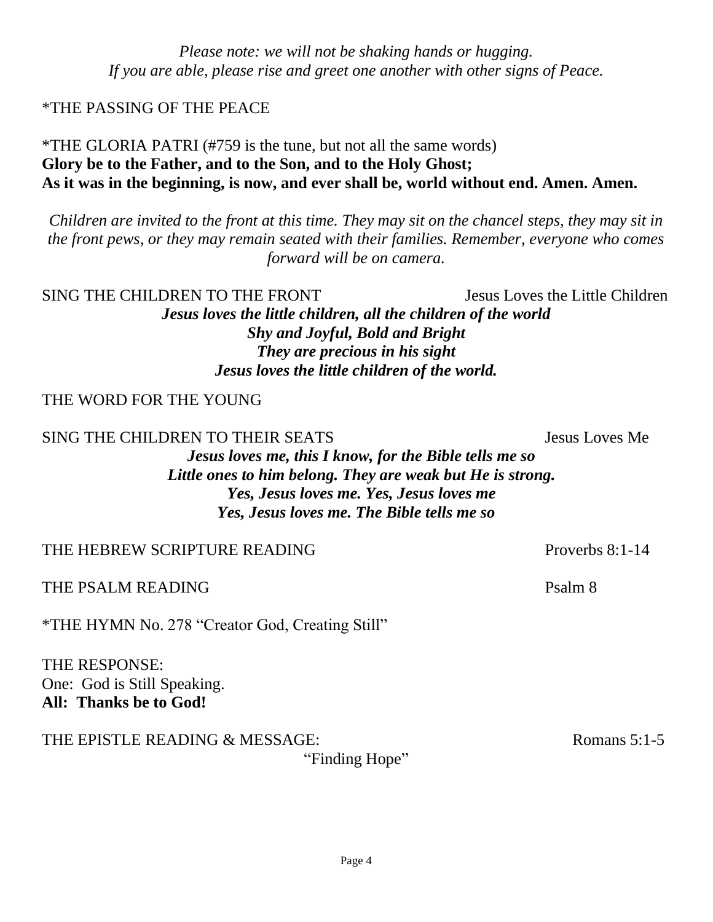*Please note: we will not be shaking hands or hugging.*
*If you are able, please rise and greet one another with other signs of Peace.*

*THE PASSING OF THE PEACE

*THE GLORIA PATRI (#759 is the tune, but not all the same words)
**Glory be to the Father, and to the Son, and to the Holy Ghost;**
**As it was in the beginning, is now, and ever shall be, world without end. Amen. Amen.**

*Children are invited to the front at this time. They may sit on the chancel steps, they may sit in the front pews, or they may remain seated with their families. Remember, everyone who comes forward will be on camera.*

SING THE CHILDREN TO THE FRONT — Jesus Loves the Little Children

***Jesus loves the little children, all the children of the world***
***Shy and Joyful, Bold and Bright***
***They are precious in his sight***
***Jesus loves the little children of the world.***

THE WORD FOR THE YOUNG

SING THE CHILDREN TO THEIR SEATS — Jesus Loves Me

***Jesus loves me, this I know, for the Bible tells me so***
***Little ones to him belong. They are weak but He is strong.***
***Yes, Jesus loves me. Yes, Jesus loves me***
***Yes, Jesus loves me. The Bible tells me so***

THE HEBREW SCRIPTURE READING — Proverbs 8:1-14

THE PSALM READING — Psalm 8

*THE HYMN No. 278 "Creator God, Creating Still"

THE RESPONSE:
One: God is Still Speaking.
**All: Thanks be to God!**

THE EPISTLE READING & MESSAGE: — Romans 5:1-5
"Finding Hope"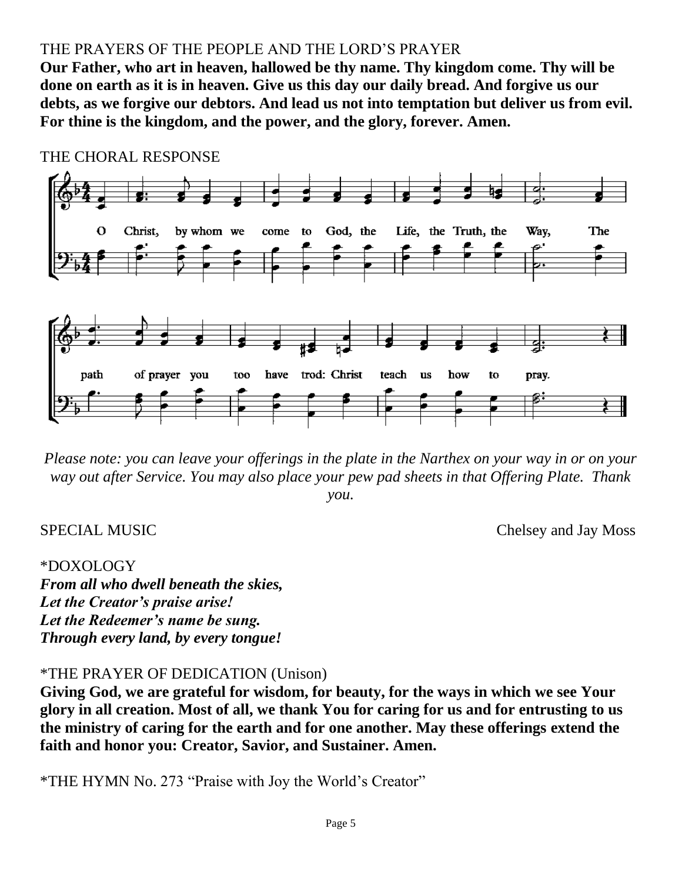THE PRAYERS OF THE PEOPLE AND THE LORD'S PRAYER

**Our Father, who art in heaven, hallowed be thy name. Thy kingdom come. Thy will be done on earth as it is in heaven. Give us this day our daily bread. And forgive us our debts, as we forgive our debtors. And lead us not into temptation but deliver us from evil. For thine is the kingdom, and the power, and the glory, forever. Amen.**

THE CHORAL RESPONSE

O Christ, by whom we come to God, the Life, the Truth, the Way, The path of prayer you too have trod: Christ teach us how to pray.

*Please note: you can leave your offerings in the plate in the Narthex on your way in or on your way out after Service. You may also place your pew pad sheets in that Offering Plate. Thank you.*

SPECIAL MUSIC Chelsey and Jay Moss

*DOXOLOGY

***From all who dwell beneath the skies,***
***Let the Creator's praise arise!***
***Let the Redeemer's name be sung.***
***Through every land, by every tongue!***

*THE PRAYER OF DEDICATION (Unison)

**Giving God, we are grateful for wisdom, for beauty, for the ways in which we see Your glory in all creation. Most of all, we thank You for caring for us and for entrusting to us the ministry of caring for the earth and for one another. May these offerings extend the faith and honor you: Creator, Savior, and Sustainer. Amen.**

*THE HYMN No. 273 "Praise with Joy the World's Creator"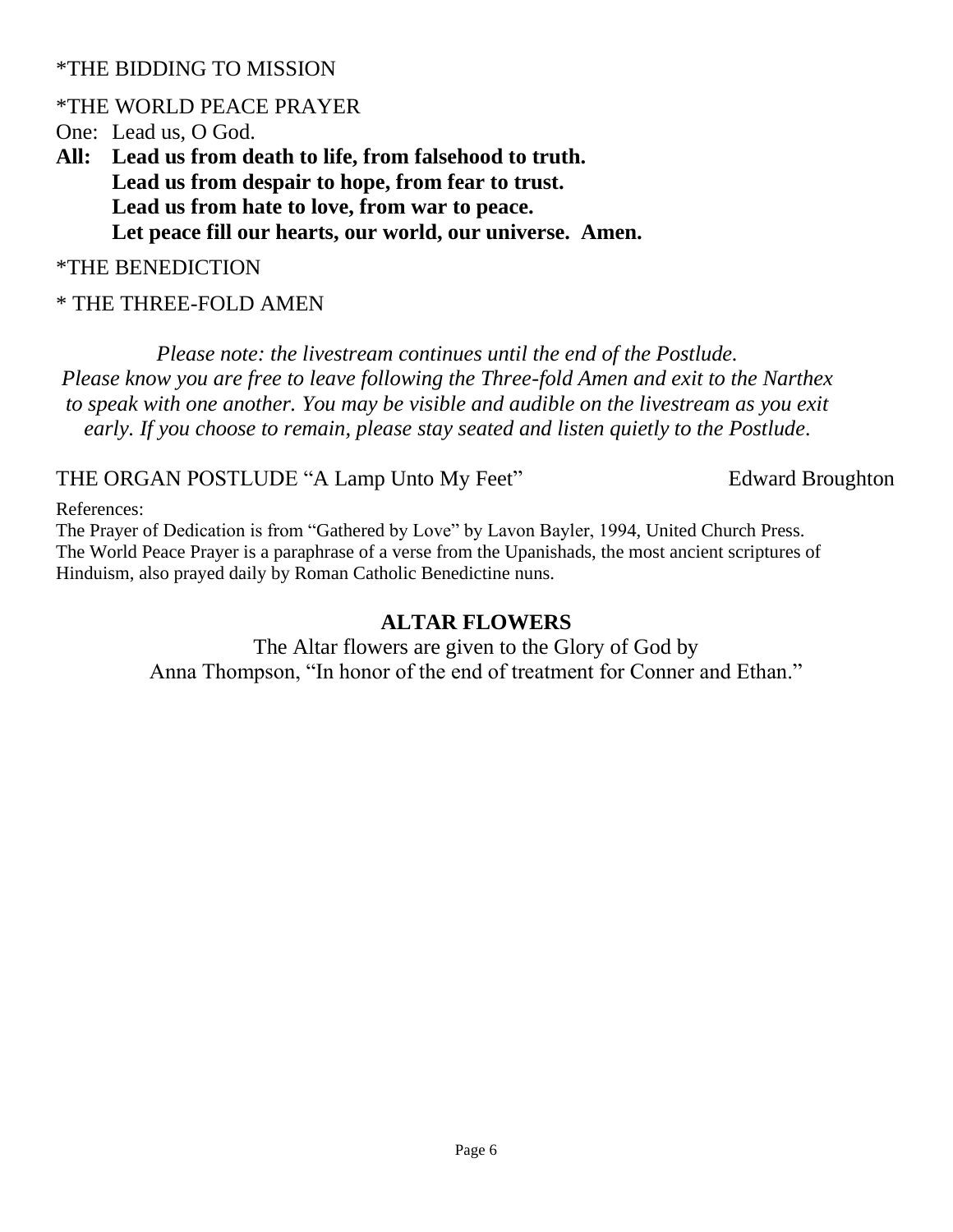*THE BIDDING TO MISSION

*THE WORLD PEACE PRAYER

One: Lead us, O God.

**All: Lead us from death to life, from falsehood to truth.**
**Lead us from despair to hope, from fear to trust.**
**Lead us from hate to love, from war to peace.**
**Let peace fill our hearts, our world, our universe. Amen.**

*THE BENEDICTION

* THE THREE-FOLD AMEN

*Please note: the livestream continues until the end of the Postlude. Please know you are free to leave following the Three-fold Amen and exit to the Narthex to speak with one another. You may be visible and audible on the livestream as you exit early. If you choose to remain, please stay seated and listen quietly to the Postlude.*

THE ORGAN POSTLUDE "A Lamp Unto My Feet" Edward Broughton

References:
The Prayer of Dedication is from "Gathered by Love" by Lavon Bayler, 1994, United Church Press.
The World Peace Prayer is a paraphrase of a verse from the Upanishads, the most ancient scriptures of Hinduism, also prayed daily by Roman Catholic Benedictine nuns.

## ALTAR FLOWERS

The Altar flowers are given to the Glory of God by
Anna Thompson, "In honor of the end of treatment for Conner and Ethan."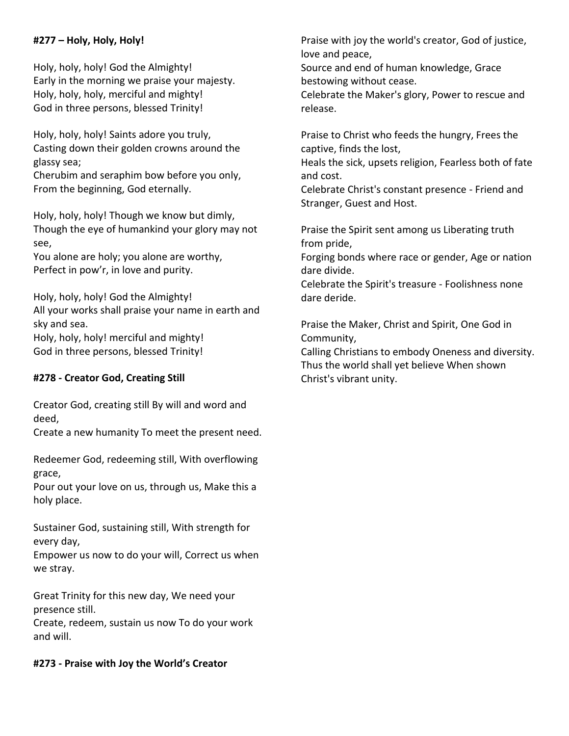**#277 – Holy, Holy, Holy!**

Holy, holy, holy! God the Almighty!
Early in the morning we praise your majesty.
Holy, holy, holy, merciful and mighty!
God in three persons, blessed Trinity!

Holy, holy, holy! Saints adore you truly,
Casting down their golden crowns around the glassy sea;
Cherubim and seraphim bow before you only,
From the beginning, God eternally.

Holy, holy, holy! Though we know but dimly,
Though the eye of humankind your glory may not see,
You alone are holy; you alone are worthy,
Perfect in pow'r, in love and purity.

Holy, holy, holy! God the Almighty!
All your works shall praise your name in earth and sky and sea.
Holy, holy, holy! merciful and mighty!
God in three persons, blessed Trinity!

**#278 - Creator God, Creating Still**

Creator God, creating still By will and word and deed,
Create a new humanity To meet the present need.

Redeemer God, redeeming still, With overflowing grace,
Pour out your love on us, through us, Make this a holy place.

Sustainer God, sustaining still, With strength for every day,
Empower us now to do your will, Correct us when we stray.

Great Trinity for this new day, We need your presence still.
Create, redeem, sustain us now To do your work and will.

**#273 - Praise with Joy the World's Creator**

Praise with joy the world's creator, God of justice, love and peace,
Source and end of human knowledge, Grace bestowing without cease.
Celebrate the Maker's glory, Power to rescue and release.

Praise to Christ who feeds the hungry, Frees the captive, finds the lost,
Heals the sick, upsets religion, Fearless both of fate and cost.
Celebrate Christ's constant presence - Friend and Stranger, Guest and Host.

Praise the Spirit sent among us Liberating truth from pride,
Forging bonds where race or gender, Age or nation dare divide.
Celebrate the Spirit's treasure - Foolishness none dare deride.

Praise the Maker, Christ and Spirit, One God in Community,
Calling Christians to embody Oneness and diversity.
Thus the world shall yet believe When shown Christ's vibrant unity.